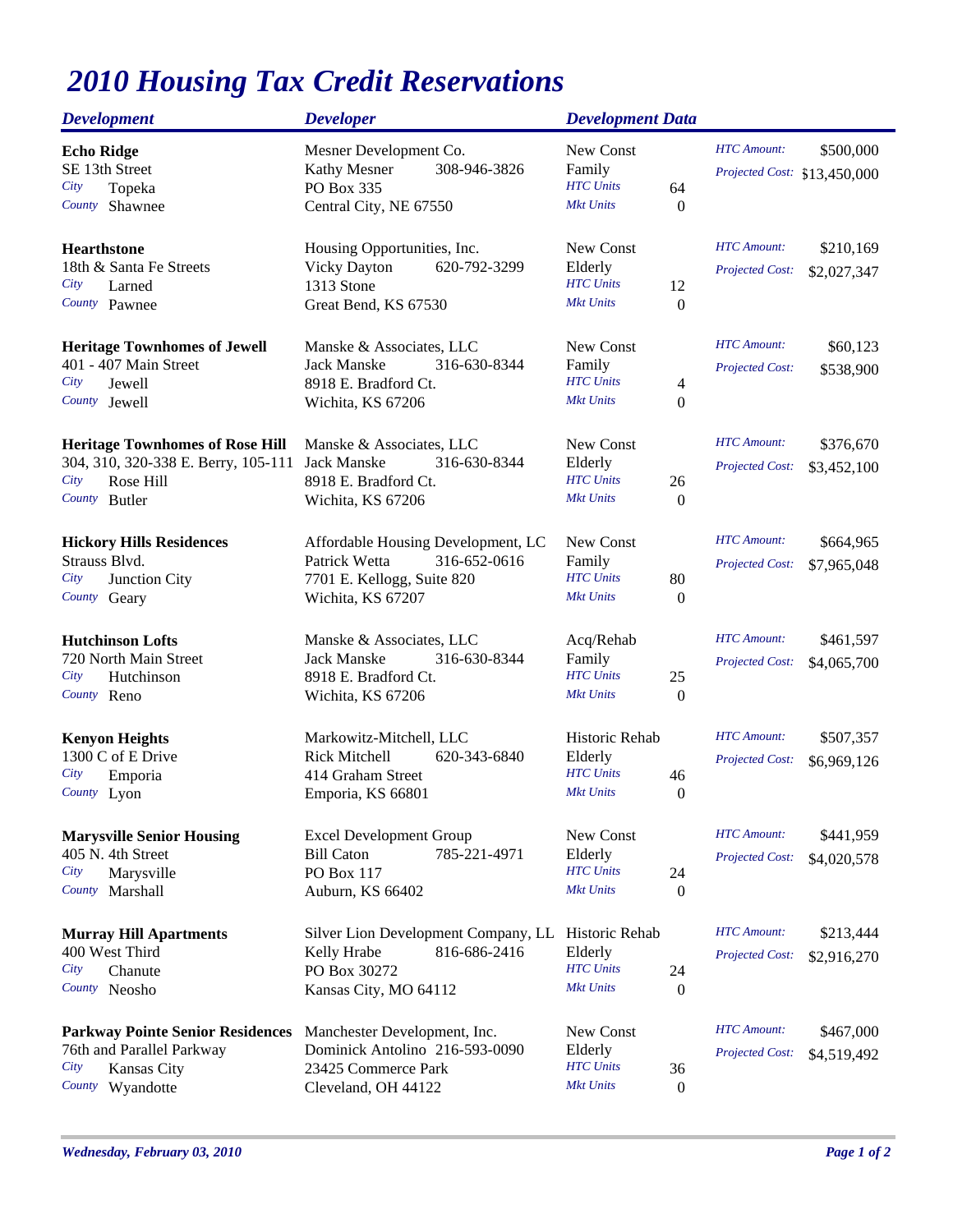# 2010 Housing Tax Credit Reservations

| Development | Developer | Development Data | | |
|---|---|---|---|---|
| **Echo Ridge**<br>SE 13th Street<br>*City* Topeka<br>*County* Shawnee | Mesner Development Co.<br>Kathy Mesner 308-946-3826<br>PO Box 335<br>Central City, NE 67550 | New Const<br>Family<br>*HTC Units* 64<br>*Mkt Units* 0 | *HTC Amount:*<br>*Projected Cost:* | $500,000<br>$13,450,000 |
| **Hearthstone**<br>18th & Santa Fe Streets<br>*City* Larned<br>*County* Pawnee | Housing Opportunities, Inc.<br>Vicky Dayton 620-792-3299<br>1313 Stone<br>Great Bend, KS 67530 | New Const<br>Elderly<br>*HTC Units* 12<br>*Mkt Units* 0 | *HTC Amount:*<br>*Projected Cost:* | $210,169<br>$2,027,347 |
| **Heritage Townhomes of Jewell**<br>401 - 407 Main Street<br>*City* Jewell<br>*County* Jewell | Manske & Associates, LLC<br>Jack Manske 316-630-8344<br>8918 E. Bradford Ct.<br>Wichita, KS 67206 | New Const<br>Family<br>*HTC Units* 4<br>*Mkt Units* 0 | *HTC Amount:*<br>*Projected Cost:* | $60,123<br>$538,900 |
| **Heritage Townhomes of Rose Hill**<br>304, 310, 320-338 E. Berry, 105-111<br>*City* Rose Hill<br>*County* Butler | Manske & Associates, LLC<br>Jack Manske 316-630-8344<br>8918 E. Bradford Ct.<br>Wichita, KS 67206 | New Const<br>Elderly<br>*HTC Units* 26<br>*Mkt Units* 0 | *HTC Amount:*<br>*Projected Cost:* | $376,670<br>$3,452,100 |
| **Hickory Hills Residences**<br>Strauss Blvd.<br>*City* Junction City<br>*County* Geary | Affordable Housing Development, LC<br>Patrick Wetta 316-652-0616<br>7701 E. Kellogg, Suite 820<br>Wichita, KS 67207 | New Const<br>Family<br>*HTC Units* 80<br>*Mkt Units* 0 | *HTC Amount:*<br>*Projected Cost:* | $664,965<br>$7,965,048 |
| **Hutchinson Lofts**<br>720 North Main Street<br>*City* Hutchinson<br>*County* Reno | Manske & Associates, LLC<br>Jack Manske 316-630-8344<br>8918 E. Bradford Ct.<br>Wichita, KS 67206 | Acq/Rehab<br>Family<br>*HTC Units* 25<br>*Mkt Units* 0 | *HTC Amount:*<br>*Projected Cost:* | $461,597<br>$4,065,700 |
| **Kenyon Heights**<br>1300 C of E Drive<br>*City* Emporia<br>*County* Lyon | Markowitz-Mitchell, LLC<br>Rick Mitchell 620-343-6840<br>414 Graham Street<br>Emporia, KS 66801 | Historic Rehab<br>Elderly<br>*HTC Units* 46<br>*Mkt Units* 0 | *HTC Amount:*<br>*Projected Cost:* | $507,357<br>$6,969,126 |
| **Marysville Senior Housing**<br>405 N. 4th Street<br>*City* Marysville<br>*County* Marshall | Excel Development Group<br>Bill Caton 785-221-4971<br>PO Box 117<br>Auburn, KS 66402 | New Const<br>Elderly<br>*HTC Units* 24<br>*Mkt Units* 0 | *HTC Amount:*<br>*Projected Cost:* | $441,959<br>$4,020,578 |
| **Murray Hill Apartments**<br>400 West Third<br>*City* Chanute<br>*County* Neosho | Silver Lion Development Company, LL<br>Kelly Hrabe 816-686-2416<br>PO Box 30272<br>Kansas City, MO 64112 | Historic Rehab<br>Elderly<br>*HTC Units* 24<br>*Mkt Units* 0 | *HTC Amount:*<br>*Projected Cost:* | $213,444<br>$2,916,270 |
| **Parkway Pointe Senior Residences**<br>76th and Parallel Parkway<br>*City* Kansas City<br>*County* Wyandotte | Manchester Development, Inc.<br>Dominick Antolino 216-593-0090<br>23425 Commerce Park<br>Cleveland, OH 44122 | New Const<br>Elderly<br>*HTC Units* 36<br>*Mkt Units* 0 | *HTC Amount:*<br>*Projected Cost:* | $467,000<br>$4,519,492 |

*Wednesday, February 03, 2010*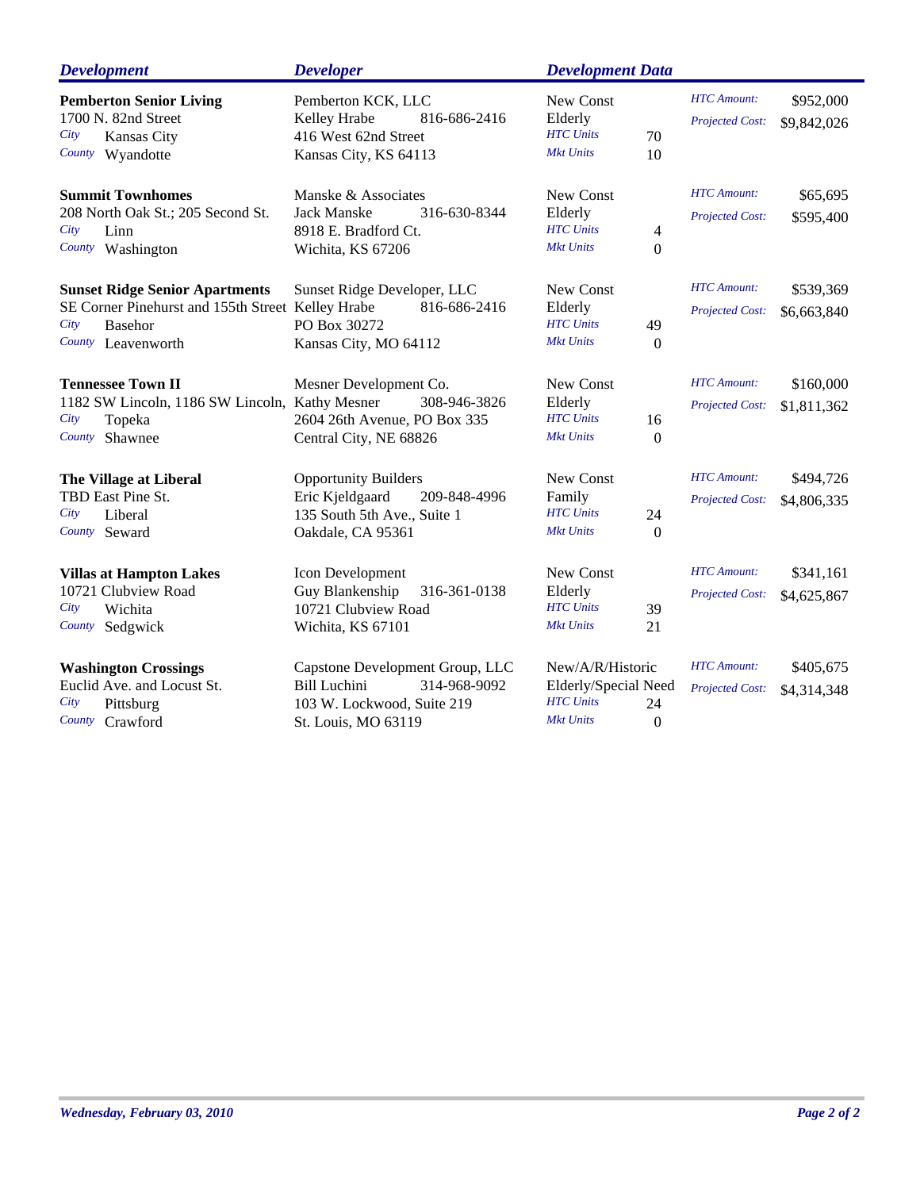| Development | Developer | Development Data | | | |
|---|---|---|---|---|---|
| **Pemberton Senior Living**<br>1700 N. 82nd Street<br>*City* Kansas City<br>*County* Wyandotte | Pemberton KCK, LLC<br>Kelley Hrabe 816-686-2416<br>416 West 62nd Street<br>Kansas City, KS 64113 | New Const<br>Elderly<br>*HTC Units*<br>*Mkt Units* | <br><br>70<br>10 | *HTC Amount:*<br>*Projected Cost:* | $952,000<br>$9,842,026 |
| **Summit Townhomes**<br>208 North Oak St.; 205 Second St.<br>*City* Linn<br>*County* Washington | Manske & Associates<br>Jack Manske 316-630-8344<br>8918 E. Bradford Ct.<br>Wichita, KS 67206 | New Const<br>Elderly<br>*HTC Units*<br>*Mkt Units* | <br><br>4<br>0 | *HTC Amount:*<br>*Projected Cost:* | $65,695<br>$595,400 |
| **Sunset Ridge Senior Apartments**<br>SE Corner Pinehurst and 155th Street<br>*City* Basehor<br>*County* Leavenworth | Sunset Ridge Developer, LLC<br>Kelley Hrabe 816-686-2416<br>PO Box 30272<br>Kansas City, MO 64112 | New Const<br>Elderly<br>*HTC Units*<br>*Mkt Units* | <br><br>49<br>0 | *HTC Amount:*<br>*Projected Cost:* | $539,369<br>$6,663,840 |
| **Tennessee Town II**<br>1182 SW Lincoln, 1186 SW Lincoln,<br>*City* Topeka<br>*County* Shawnee | Mesner Development Co.<br>Kathy Mesner 308-946-3826<br>2604 26th Avenue, PO Box 335<br>Central City, NE 68826 | New Const<br>Elderly<br>*HTC Units*<br>*Mkt Units* | <br><br>16<br>0 | *HTC Amount:*<br>*Projected Cost:* | $160,000<br>$1,811,362 |
| **The Village at Liberal**<br>TBD East Pine St.<br>*City* Liberal<br>*County* Seward | Opportunity Builders<br>Eric Kjeldgaard 209-848-4996<br>135 South 5th Ave., Suite 1<br>Oakdale, CA 95361 | New Const<br>Family<br>*HTC Units*<br>*Mkt Units* | <br><br>24<br>0 | *HTC Amount:*<br>*Projected Cost:* | $494,726<br>$4,806,335 |
| **Villas at Hampton Lakes**<br>10721 Clubview Road<br>*City* Wichita<br>*County* Sedgwick | Icon Development<br>Guy Blankenship 316-361-0138<br>10721 Clubview Road<br>Wichita, KS 67101 | New Const<br>Elderly<br>*HTC Units*<br>*Mkt Units* | <br><br>39<br>21 | *HTC Amount:*<br>*Projected Cost:* | $341,161<br>$4,625,867 |
| **Washington Crossings**<br>Euclid Ave. and Locust St.<br>*City* Pittsburg<br>*County* Crawford | Capstone Development Group, LLC<br>Bill Luchini 314-968-9092<br>103 W. Lockwood, Suite 219<br>St. Louis, MO 63119 | New/A/R/Historic<br>Elderly/Special Need<br>*HTC Units*<br>*Mkt Units* | <br><br>24<br>0 | *HTC Amount:*<br>*Projected Cost:* | $405,675<br>$4,314,348 |

*Wednesday, February 03, 2010*